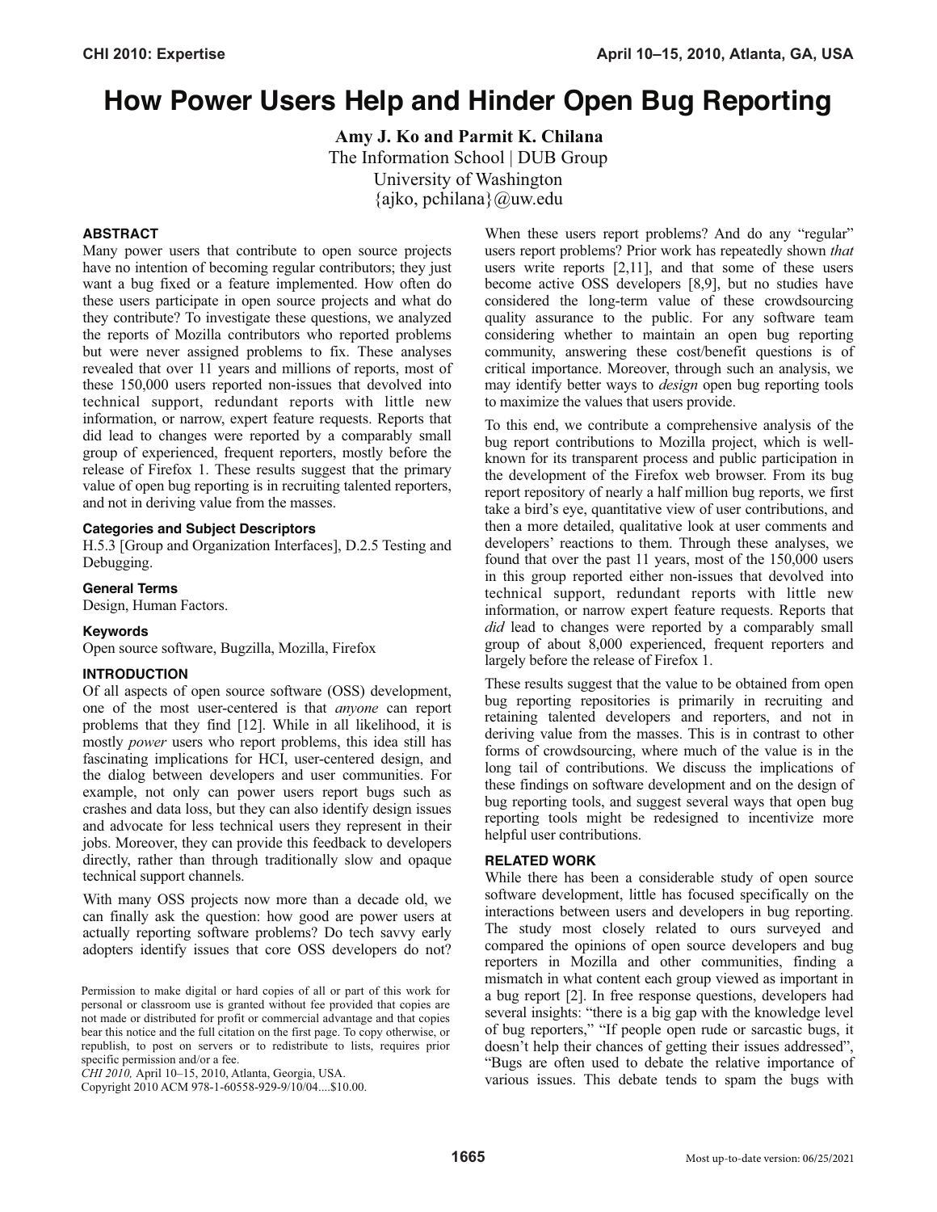# How Power Users Help and Hinder Open Bug Reporting

**Amy J. Ko and Parmit K. Chilana**
The Information School | DUB Group
University of Washington
{ajko, pchilana}@uw.edu

## ABSTRACT

Many power users that contribute to open source projects have no intention of becoming regular contributors; they just want a bug fixed or a feature implemented. How often do these users participate in open source projects and what do they contribute? To investigate these questions, we analyzed the reports of Mozilla contributors who reported problems but were never assigned problems to fix. These analyses revealed that over 11 years and millions of reports, most of these 150,000 users reported non-issues that devolved into technical support, redundant reports with little new information, or narrow, expert feature requests. Reports that did lead to changes were reported by a comparably small group of experienced, frequent reporters, mostly before the release of Firefox 1. These results suggest that the primary value of open bug reporting is in recruiting talented reporters, and not in deriving value from the masses.

### Categories and Subject Descriptors

H.5.3 [Group and Organization Interfaces], D.2.5 Testing and Debugging.

### General Terms

Design, Human Factors.

### Keywords

Open source software, Bugzilla, Mozilla, Firefox

## INTRODUCTION

Of all aspects of open source software (OSS) development, one of the most user-centered is that *anyone* can report problems that they find [12]. While in all likelihood, it is mostly *power* users who report problems, this idea still has fascinating implications for HCI, user-centered design, and the dialog between developers and user communities. For example, not only can power users report bugs such as crashes and data loss, but they can also identify design issues and advocate for less technical users they represent in their jobs. Moreover, they can provide this feedback to developers directly, rather than through traditionally slow and opaque technical support channels.

With many OSS projects now more than a decade old, we can finally ask the question: how good are power users at actually reporting software problems? Do tech savvy early adopters identify issues that core OSS developers do not? When these users report problems? And do any "regular" users report problems? Prior work has repeatedly shown *that* users write reports [2,11], and that some of these users become active OSS developers [8,9], but no studies have considered the long-term value of these crowdsourcing quality assurance to the public. For any software team considering whether to maintain an open bug reporting community, answering these cost/benefit questions is of critical importance. Moreover, through such an analysis, we may identify better ways to *design* open bug reporting tools to maximize the values that users provide.

To this end, we contribute a comprehensive analysis of the bug report contributions to Mozilla project, which is well-known for its transparent process and public participation in the development of the Firefox web browser. From its bug report repository of nearly a half million bug reports, we first take a bird's eye, quantitative view of user contributions, and then a more detailed, qualitative look at user comments and developers' reactions to them. Through these analyses, we found that over the past 11 years, most of the 150,000 users in this group reported either non-issues that devolved into technical support, redundant reports with little new information, or narrow expert feature requests. Reports that *did* lead to changes were reported by a comparably small group of about 8,000 experienced, frequent reporters and largely before the release of Firefox 1.

These results suggest that the value to be obtained from open bug reporting repositories is primarily in recruiting and retaining talented developers and reporters, and not in deriving value from the masses. This is in contrast to other forms of crowdsourcing, where much of the value is in the long tail of contributions. We discuss the implications of these findings on software development and on the design of bug reporting tools, and suggest several ways that open bug reporting tools might be redesigned to incentivize more helpful user contributions.

## RELATED WORK

While there has been a considerable study of open source software development, little has focused specifically on the interactions between users and developers in bug reporting. The study most closely related to ours surveyed and compared the opinions of open source developers and bug reporters in Mozilla and other communities, finding a mismatch in what content each group viewed as important in a bug report [2]. In free response questions, developers had several insights: "there is a big gap with the knowledge level of bug reporters," "If people open rude or sarcastic bugs, it doesn't help their chances of getting their issues addressed", "Bugs are often used to debate the relative importance of various issues. This debate tends to spam the bugs with

Permission to make digital or hard copies of all or part of this work for personal or classroom use is granted without fee provided that copies are not made or distributed for profit or commercial advantage and that copies bear this notice and the full citation on the first page. To copy otherwise, or republish, to post on servers or to redistribute to lists, requires prior specific permission and/or a fee.
*CHI 2010,* April 10–15, 2010, Atlanta, Georgia, USA.
Copyright 2010 ACM 978-1-60558-929-9/10/04....$10.00.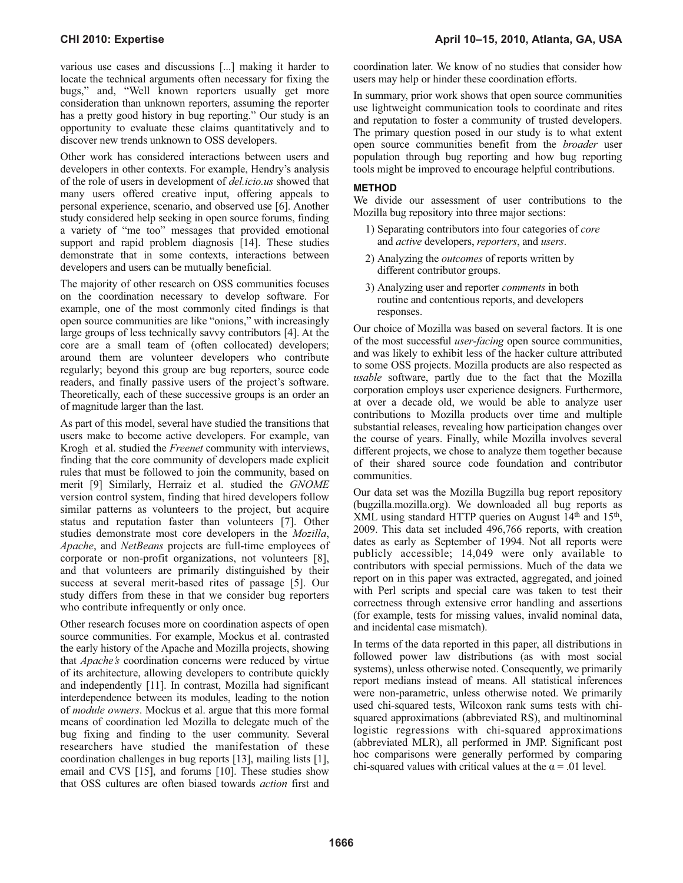various use cases and discussions [...] making it harder to locate the technical arguments often necessary for fixing the bugs," and, "Well known reporters usually get more consideration than unknown reporters, assuming the reporter has a pretty good history in bug reporting." Our study is an opportunity to evaluate these claims quantitatively and to discover new trends unknown to OSS developers.

Other work has considered interactions between users and developers in other contexts. For example, Hendry's analysis of the role of users in development of *del.icio.us* showed that many users offered creative input, offering appeals to personal experience, scenario, and observed use [6]. Another study considered help seeking in open source forums, finding a variety of "me too" messages that provided emotional support and rapid problem diagnosis [14]. These studies demonstrate that in some contexts, interactions between developers and users can be mutually beneficial.

The majority of other research on OSS communities focuses on the coordination necessary to develop software. For example, one of the most commonly cited findings is that open source communities are like "onions," with increasingly large groups of less technically savvy contributors [4]. At the core are a small team of (often collocated) developers; around them are volunteer developers who contribute regularly; beyond this group are bug reporters, source code readers, and finally passive users of the project's software. Theoretically, each of these successive groups is an order an of magnitude larger than the last.

As part of this model, several have studied the transitions that users make to become active developers. For example, van Krogh et al. studied the *Freenet* community with interviews, finding that the core community of developers made explicit rules that must be followed to join the community, based on merit [9] Similarly, Herraiz et al. studied the *GNOME* version control system, finding that hired developers follow similar patterns as volunteers to the project, but acquire status and reputation faster than volunteers [7]. Other studies demonstrate most core developers in the *Mozilla*, *Apache*, and *NetBeans* projects are full-time employees of corporate or non-profit organizations, not volunteers [8], and that volunteers are primarily distinguished by their success at several merit-based rites of passage [5]. Our study differs from these in that we consider bug reporters who contribute infrequently or only once.

Other research focuses more on coordination aspects of open source communities. For example, Mockus et al. contrasted the early history of the Apache and Mozilla projects, showing that *Apache's* coordination concerns were reduced by virtue of its architecture, allowing developers to contribute quickly and independently [11]. In contrast, Mozilla had significant interdependence between its modules, leading to the notion of *module owners*. Mockus et al. argue that this more formal means of coordination led Mozilla to delegate much of the bug fixing and finding to the user community. Several researchers have studied the manifestation of these coordination challenges in bug reports [13], mailing lists [1], email and CVS [15], and forums [10]. These studies show that OSS cultures are often biased towards *action* first and coordination later. We know of no studies that consider how users may help or hinder these coordination efforts.

In summary, prior work shows that open source communities use lightweight communication tools to coordinate and rites and reputation to foster a community of trusted developers. The primary question posed in our study is to what extent open source communities benefit from the *broader* user population through bug reporting and how bug reporting tools might be improved to encourage helpful contributions.

## METHOD

We divide our assessment of user contributions to the Mozilla bug repository into three major sections:

1) Separating contributors into four categories of *core* and *active* developers, *reporters*, and *users*.
2) Analyzing the *outcomes* of reports written by different contributor groups.
3) Analyzing user and reporter *comments* in both routine and contentious reports, and developers responses.

Our choice of Mozilla was based on several factors. It is one of the most successful *user-facing* open source communities, and was likely to exhibit less of the hacker culture attributed to some OSS projects. Mozilla products are also respected as *usable* software, partly due to the fact that the Mozilla corporation employs user experience designers. Furthermore, at over a decade old, we would be able to analyze user contributions to Mozilla products over time and multiple substantial releases, revealing how participation changes over the course of years. Finally, while Mozilla involves several different projects, we chose to analyze them together because of their shared source code foundation and contributor communities.

Our data set was the Mozilla Bugzilla bug report repository (bugzilla.mozilla.org). We downloaded all bug reports as XML using standard HTTP queries on August 14th and 15th, 2009. This data set included 496,766 reports, with creation dates as early as September of 1994. Not all reports were publicly accessible; 14,049 were only available to contributors with special permissions. Much of the data we report on in this paper was extracted, aggregated, and joined with Perl scripts and special care was taken to test their correctness through extensive error handling and assertions (for example, tests for missing values, invalid nominal data, and incidental case mismatch).

In terms of the data reported in this paper, all distributions in followed power law distributions (as with most social systems), unless otherwise noted. Consequently, we primarily report medians instead of means. All statistical inferences were non-parametric, unless otherwise noted. We primarily used chi-squared tests, Wilcoxon rank sums tests with chi-squared approximations (abbreviated RS), and multinominal logistic regressions with chi-squared approximations (abbreviated MLR), all performed in JMP. Significant post hoc comparisons were generally performed by comparing chi-squared values with critical values at the $\alpha = .01$ level.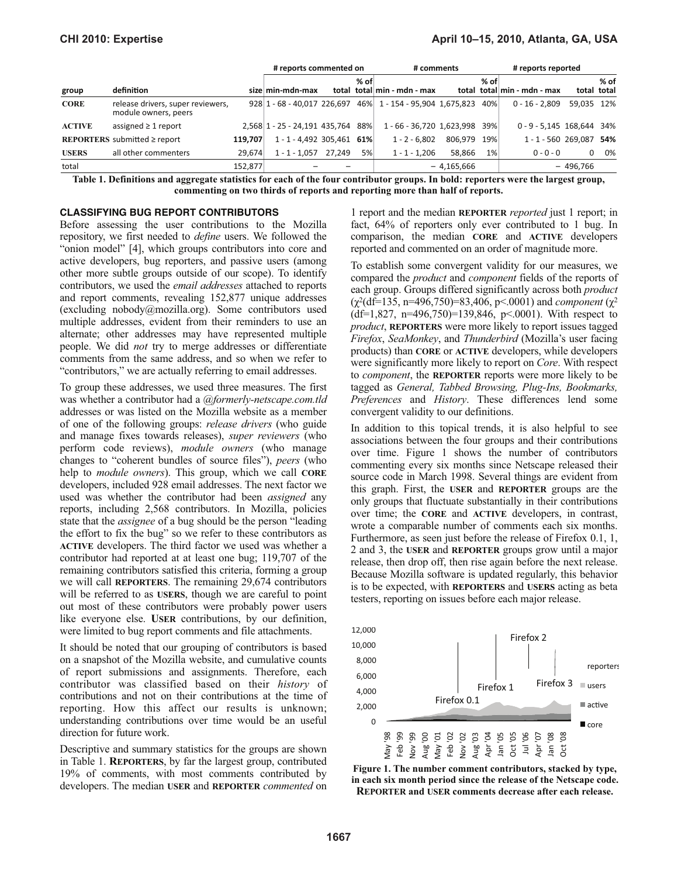| | | | # reports commented on | | | # comments | | | # reports reported | | |
|---|---|---|---|---|---|---|---|---|---|---|---|
| group | definition | size | min-mdn-max | total | % of total | min - mdn - max | total | % of total | min - mdn - max | total | % of total |
| **CORE** | release drivers, super reviewers, module owners, peers | 928 | 1 - 68 - 40,017 | 226,697 | 46% | 1 - 154 - 95,904 | 1,675,823 | 40% | 0 - 16 - 2,809 | 59,035 | 12% |
| **ACTIVE** | assigned ≥ 1 report | 2,568 | 1 - 25 - 24,191 | 435,764 | 88% | 1 - 66 - 36,720 | 1,623,998 | 39% | 0 - 9 - 5,145 | 168,644 | 34% |
| **REPORTERS** | submitted ≥ report | **119,707** | 1 - 1 - 4,492 | 305,461 | **61%** | 1 - 2 - 6,802 | 806,979 | 19% | 1 - 1 - 560 | 269,087 | **54%** |
| **USERS** | all other commenters | 29,674 | 1 - 1 - 1,057 | 27,249 | 5% | 1 - 1 - 1,206 | 58,866 | 1% | 0 - 0 - 0 | 0 | 0% |
| total | | 152,877 | – | – | | – | 4,165,666 | | – | 496,766 | |

**Table 1. Definitions and aggregate statistics for each of the four contributor groups. In bold: reporters were the largest group, commenting on two thirds of reports and reporting more than half of reports.**

## CLASSIFYING BUG REPORT CONTRIBUTORS

Before assessing the user contributions to the Mozilla repository, we first needed to *define* users. We followed the "onion model" [4], which groups contributors into core and active developers, bug reporters, and passive users (among other more subtle groups outside of our scope). To identify contributors, we used the *email addresses* attached to reports and report comments, revealing 152,877 unique addresses (excluding nobody@mozilla.org). Some contributors used multiple addresses, evident from their reminders to use an alternate; other addresses may have represented multiple people. We did *not* try to merge addresses or differentiate comments from the same address, and so when we refer to "contributors," we are actually referring to email addresses.

To group these addresses, we used three measures. The first was whether a contributor had a *@formerly-netscape.com.tld* addresses or was listed on the Mozilla website as a member of one of the following groups: *release drivers* (who guide and manage fixes towards releases), *super reviewers* (who perform code reviews), *module owners* (who manage changes to "coherent bundles of source files"), *peers* (who help to *module owners*). This group, which we call **CORE** developers, included 928 email addresses. The next factor we used was whether the contributor had been *assigned* any reports, including 2,568 contributors. In Mozilla, policies state that the *assignee* of a bug should be the person "leading the effort to fix the bug" so we refer to these contributors as **ACTIVE** developers. The third factor we used was whether a contributor had reported at at least one bug; 119,707 of the remaining contributors satisfied this criteria, forming a group we will call **REPORTERS**. The remaining 29,674 contributors will be referred to as **USERS**, though we are careful to point out most of these contributors were probably power users like everyone else. **USER** contributions, by our definition, were limited to bug report comments and file attachments.

It should be noted that our grouping of contributors is based on a snapshot of the Mozilla website, and cumulative counts of report submissions and assignments. Therefore, each contributor was classified based on their *history* of contributions and not on their contributions at the time of reporting. How this affect our results is unknown; understanding contributions over time would be an useful direction for future work.

Descriptive and summary statistics for the groups are shown in Table 1. **REPORTERS**, by far the largest group, contributed 19% of comments, with most comments contributed by developers. The median **USER** and **REPORTER** *commented* on 1 report and the median **REPORTER** *reported* just 1 report; in fact, 64% of reporters only ever contributed to 1 bug. In comparison, the median **CORE** and **ACTIVE** developers reported and commented on an order of magnitude more.

To establish some convergent validity for our measures, we compared the *product* and *component* fields of the reports of each group. Groups differed significantly across both *product* ($\chi^2$(df=135, n=496,750)=83,406, p<.0001) and *component* ($\chi^2$ (df=1,827, n=496,750)=139,846, p<.0001). With respect to *product*, **REPORTERS** were more likely to report issues tagged *Firefox*, *SeaMonkey*, and *Thunderbird* (Mozilla's user facing products) than **CORE** or **ACTIVE** developers, while developers were significantly more likely to report on *Core*. With respect to *component*, the **REPORTER** reports were more likely to be tagged as *General, Tabbed Browsing, Plug-Ins, Bookmarks, Preferences* and *History*. These differences lend some convergent validity to our definitions.

In addition to this topical trends, it is also helpful to see associations between the four groups and their contributions over time. Figure 1 shows the number of contributors commenting every six months since Netscape released their source code in March 1998. Several things are evident from this graph. First, the **USER** and **REPORTER** groups are the only groups that fluctuate substantially in their contributions over time; the **CORE** and **ACTIVE** developers, in contrast, wrote a comparable number of comments each six months. Furthermore, as seen just before the release of Firefox 0.1, 1, 2 and 3, the **USER** and **REPORTER** groups grow until a major release, then drop off, then rise again before the next release. Because Mozilla software is updated regularly, this behavior is to be expected, with **REPORTERS** and **USERS** acting as beta testers, reporting on issues before each major release.

12,000
10,000
8,000
6,000
4,000
2,000
0

Firefox 0.1
Firefox 1
Firefox 2
Firefox 3

reporters
users
active
core

May '98, Feb '99, Nov '99, Aug '00, May '01, Feb '02, Nov '02, Aug '03, Apr '04, Jan '05, Oct '05, Jul '06, Apr '07, Jan '08, Oct '08

**Figure 1. The number comment contributors, stacked by type, in each six month period since the release of the Netscape code. REPORTER and USER comments decrease after each release.**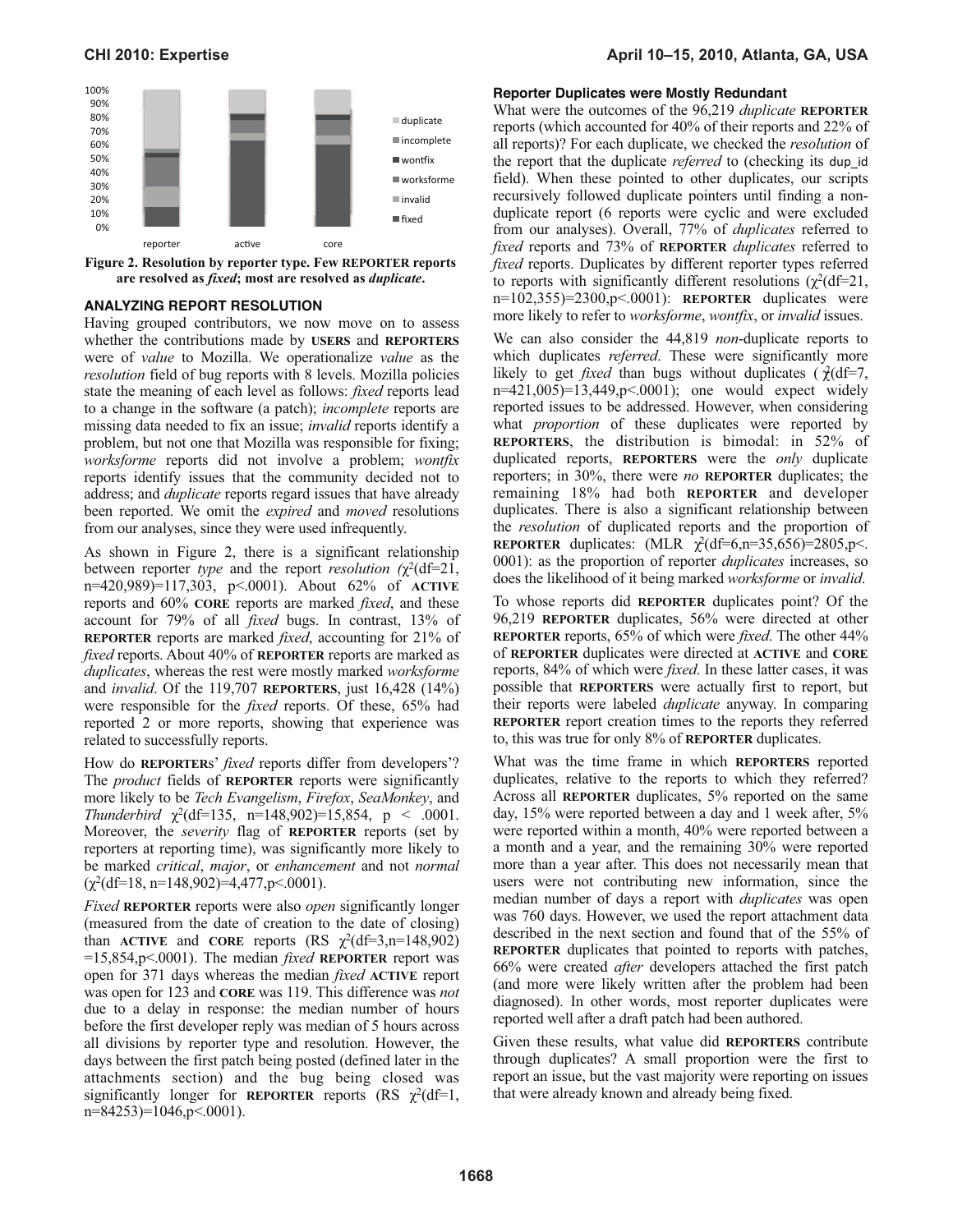Figure 2. Resolution by reporter type. Few **REPORTER** reports are resolved as ***fixed***; most are resolved as ***duplicate***.

### ANALYZING REPORT RESOLUTION

Having grouped contributors, we now move on to assess whether the contributions made by **USERS** and **REPORTERS** were of *value* to Mozilla. We operationalize *value* as the *resolution* field of bug reports with 8 levels. Mozilla policies state the meaning of each level as follows: *fixed* reports lead to a change in the software (a patch); *incomplete* reports are missing data needed to fix an issue; *invalid* reports identify a problem, but not one that Mozilla was responsible for fixing; *worksforme* reports did not involve a problem; *wontfix* reports identify issues that the community decided not to address; and *duplicate* reports regard issues that have already been reported. We omit the *expired* and *moved* resolutions from our analyses, since they were used infrequently.

As shown in Figure 2, there is a significant relationship between reporter *type* and the report *resolution* ($\chi^2$(df=21, n=420,989)=117,303, p<.0001). About 62% of **ACTIVE** reports and 60% **CORE** reports are marked *fixed*, and these account for 79% of all *fixed* bugs. In contrast, 13% of **REPORTER** reports are marked *fixed*, accounting for 21% of *fixed* reports. About 40% of **REPORTER** reports are marked as *duplicates*, whereas the rest were mostly marked *worksforme* and *invalid*. Of the 119,707 **REPORTERS**, just 16,428 (14%) were responsible for the *fixed* reports. Of these, 65% had reported 2 or more reports, showing that experience was related to successfully reports.

How do **REPORTER**s' *fixed* reports differ from developers'? The *product* fields of **REPORTER** reports were significantly more likely to be *Tech Evangelism*, *Firefox*, *SeaMonkey*, and *Thunderbird* $\chi^2$(df=135, n=148,902)=15,854, p < .0001. Moreover, the *severity* flag of **REPORTER** reports (set by reporters at reporting time), was significantly more likely to be marked *critical*, *major*, or *enhancement* and not *normal* ($\chi^2$(df=18, n=148,902)=4,477,p<.0001).

*Fixed* **REPORTER** reports were also *open* significantly longer (measured from the date of creation to the date of closing) than **ACTIVE** and **CORE** reports (RS $\chi^2$(df=3,n=148,902) =15,854,p<.0001). The median *fixed* **REPORTER** report was open for 371 days whereas the median *fixed* **ACTIVE** report was open for 123 and **CORE** was 119. This difference was *not* due to a delay in response: the median number of hours before the first developer reply was median of 5 hours across all divisions by reporter type and resolution. However, the days between the first patch being posted (defined later in the attachments section) and the bug being closed was significantly longer for **REPORTER** reports (RS $\chi^2$(df=1, n=84253)=1046,p<.0001).

#### Reporter Duplicates were Mostly Redundant

What were the outcomes of the 96,219 *duplicate* **REPORTER** reports (which accounted for 40% of their reports and 22% of all reports)? For each duplicate, we checked the *resolution* of the report that the duplicate *referred* to (checking its `dup_id` field). When these pointed to other duplicates, our scripts recursively followed duplicate pointers until finding a non-duplicate report (6 reports were cyclic and were excluded from our analyses). Overall, 77% of *duplicates* referred to *fixed* reports and 73% of **REPORTER** *duplicates* referred to *fixed* reports. Duplicates by different reporter types referred to reports with significantly different resolutions ($\chi^2$(df=21, n=102,355)=2300,p<.0001): **REPORTER** duplicates were more likely to refer to *worksforme*, *wontfix*, or *invalid* issues.

We can also consider the 44,819 *non*-duplicate reports to which duplicates *referred*. These were significantly more likely to get *fixed* than bugs without duplicates ($\chi^2$(df=7, n=421,005)=13,449,p<.0001); one would expect widely reported issues to be addressed. However, when considering what *proportion* of these duplicates were reported by **REPORTERS**, the distribution is bimodal: in 52% of duplicated reports, **REPORTERS** were the *only* duplicate reporters; in 30%, there were *no* **REPORTER** duplicates; the remaining 18% had both **REPORTER** and developer duplicates. There is also a significant relationship between the *resolution* of duplicated reports and the proportion of **REPORTER** duplicates: (MLR $\chi^2$(df=6,n=35,656)=2805,p<. 0001): as the proportion of reporter *duplicates* increases, so does the likelihood of it being marked *worksforme* or *invalid*.

To whose reports did **REPORTER** duplicates point? Of the 96,219 **REPORTER** duplicates, 56% were directed at other **REPORTER** reports, 65% of which were *fixed*. The other 44% of **REPORTER** duplicates were directed at **ACTIVE** and **CORE** reports, 84% of which were *fixed*. In these latter cases, it was possible that **REPORTERS** were actually first to report, but their reports were labeled *duplicate* anyway. In comparing **REPORTER** report creation times to the reports they referred to, this was true for only 8% of **REPORTER** duplicates.

What was the time frame in which **REPORTERS** reported duplicates, relative to the reports to which they referred? Across all **REPORTER** duplicates, 5% reported on the same day, 15% were reported between a day and 1 week after, 5% were reported within a month, 40% were reported between a month and a year, and the remaining 30% were reported more than a year after. This does not necessarily mean that users were not contributing new information, since the median number of days a report with *duplicates* was open was 760 days. However, we used the report attachment data described in the next section and found that of the 55% of **REPORTER** duplicates that pointed to reports with patches, 66% were created *after* developers attached the first patch (and more were likely written after the problem had been diagnosed). In other words, most reporter duplicates were reported well after a draft patch had been authored.

Given these results, what value did **REPORTERS** contribute through duplicates? A small proportion were the first to report an issue, but the vast majority were reporting on issues that were already known and already being fixed.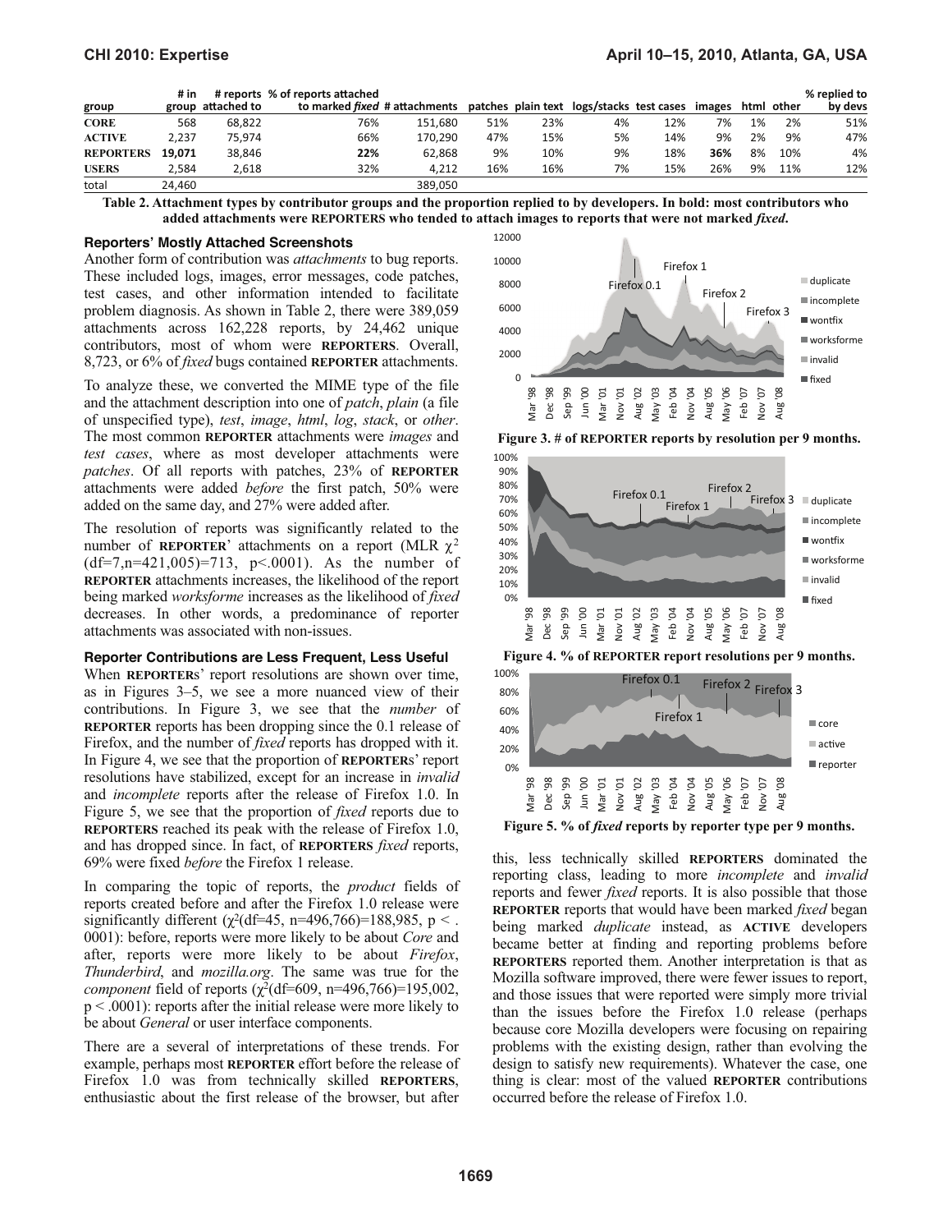| group | # in group | # reports attached to | % of reports attached to marked *fixed* | # attachments | patches | plain text | logs/stacks | test cases | images | html | other | % replied to by devs |
|---|---|---|---|---|---|---|---|---|---|---|---|---|
| **CORE** | 568 | 68,822 | 76% | 151,680 | 51% | 23% | 4% | 12% | 7% | 1% | 2% | 51% |
| **ACTIVE** | 2,237 | 75,974 | 66% | 170,290 | 47% | 15% | 5% | 14% | 9% | 2% | 9% | 47% |
| **REPORTERS** | **19,071** | 38,846 | **22%** | 62,868 | 9% | 10% | 9% | 18% | **36%** | 8% | 10% | 4% |
| **USERS** | 2,584 | 2,618 | 32% | 4,212 | 16% | 16% | 7% | 15% | 26% | 9% | 11% | 12% |
| total | 24,460 | | | 389,050 | | | | | | | | |

**Table 2. Attachment types by contributor groups and the proportion replied to by developers. In bold: most contributors who added attachments were REPORTERS who tended to attach images to reports that were not marked *fixed*.**

#### Reporters' Mostly Attached Screenshots

Another form of contribution was *attachments* to bug reports. These included logs, images, error messages, code patches, test cases, and other information intended to facilitate problem diagnosis. As shown in Table 2, there were 389,059 attachments across 162,228 reports, by 24,462 unique contributors, most of whom were **REPORTERS**. Overall, 8,723, or 6% of *fixed* bugs contained **REPORTER** attachments.

To analyze these, we converted the MIME type of the file and the attachment description into one of *patch*, *plain* (a file of unspecified type), *test*, *image*, *html*, *log*, *stack*, or *other*. The most common **REPORTER** attachments were *images* and *test cases*, where as most developer attachments were *patches*. Of all reports with patches, 23% of **REPORTER** attachments were added *before* the first patch, 50% were added on the same day, and 27% were added after.

The resolution of reports was significantly related to the number of **REPORTER**' attachments on a report (MLR $\chi^2$ (df=7,n=421,005)=713, p<.0001). As the number of **REPORTER** attachments increases, the likelihood of the report being marked *worksforme* increases as the likelihood of *fixed* decreases. In other words, a predominance of reporter attachments was associated with non-issues.

#### Reporter Contributions are Less Frequent, Less Useful

When **REPORTER**s' report resolutions are shown over time, as in Figures 3–5, we see a more nuanced view of their contributions. In Figure 3, we see that the *number* of **REPORTER** reports has been dropping since the 0.1 release of Firefox, and the number of *fixed* reports has dropped with it. In Figure 4, we see that the proportion of **REPORTER**s' report resolutions have stabilized, except for an increase in *invalid* and *incomplete* reports after the release of Firefox 1.0. In Figure 5, we see that the proportion of *fixed* reports due to **REPORTERS** reached its peak with the release of Firefox 1.0, and has dropped since. In fact, of **REPORTERS** *fixed* reports, 69% were fixed *before* the Firefox 1 release.

In comparing the topic of reports, the *product* fields of reports created before and after the Firefox 1.0 release were significantly different ($\chi^2$(df=45, n=496,766)=188,985, p < .0001): before, reports were more likely to be about *Core* and after, reports were more likely to be about *Firefox*, *Thunderbird*, and *mozilla.org*. The same was true for the *component* field of reports ($\chi^2$(df=609, n=496,766)=195,002, p < .0001): reports after the initial release were more likely to be about *General* or user interface components.

There are a several of interpretations of these trends. For example, perhaps most **REPORTER** effort before the release of Firefox 1.0 was from technically skilled **REPORTERS**, enthusiastic about the first release of the browser, but after

**Figure 3. # of REPORTER reports by resolution per 9 months.**

**Figure 4. % of REPORTER report resolutions per 9 months.**

**Figure 5. % of *fixed* reports by reporter type per 9 months.**

this, less technically skilled **REPORTERS** dominated the reporting class, leading to more *incomplete* and *invalid* reports and fewer *fixed* reports. It is also possible that those **REPORTER** reports that would have been marked *fixed* began being marked *duplicate* instead, as **ACTIVE** developers became better at finding and reporting problems before **REPORTERS** reported them. Another interpretation is that as Mozilla software improved, there were fewer issues to report, and those issues that were reported were simply more trivial than the issues before the Firefox 1.0 release (perhaps because core Mozilla developers were focusing on repairing problems with the existing design, rather than evolving the design to satisfy new requirements). Whatever the case, one thing is clear: most of the valued **REPORTER** contributions occurred before the release of Firefox 1.0.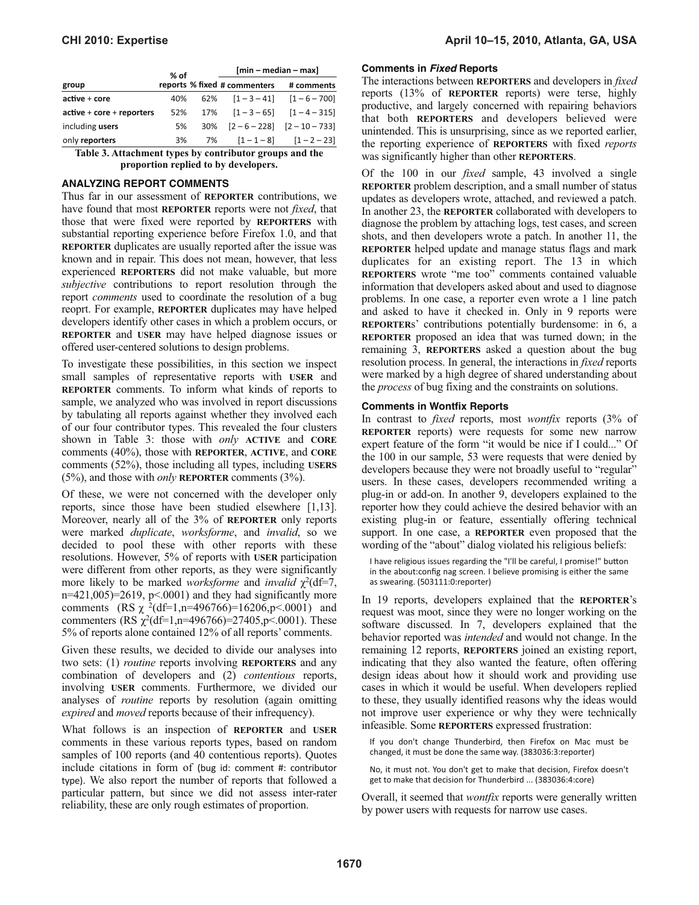| group | % of reports | % fixed | [min – median – max] # commenters | # comments |
|---|---|---|---|---|
| **active** + **core** | 40% | 62% | [1 – 3 – 41] | [1 – 6 – 700] |
| **active** + **core** + **reporters** | 52% | 17% | [1 – 3 – 65] | [1 – 4 – 315] |
| including **users** | 5% | 30% | [2 – 6 – 228] | [2 – 10 – 733] |
| only **reporters** | 3% | 7% | [1 – 1 – 8] | [1 – 2 – 23] |

**Table 3. Attachment types by contributor groups and the proportion replied to by developers.**

## ANALYZING REPORT COMMENTS

Thus far in our assessment of **REPORTER** contributions, we have found that most **REPORTER** reports were not *fixed*, that those that were fixed were reported by **REPORTERS** with substantial reporting experience before Firefox 1.0, and that **REPORTER** duplicates are usually reported after the issue was known and in repair. This does not mean, however, that less experienced **REPORTERS** did not make valuable, but more *subjective* contributions to report resolution through the report *comments* used to coordinate the resolution of a bug reoprt. For example, **REPORTER** duplicates may have helped developers identify other cases in which a problem occurs, or **REPORTER** and **USER** may have helped diagnose issues or offered user-centered solutions to design problems.

To investigate these possibilities, in this section we inspect small samples of representative reports with **USER** and **REPORTER** comments. To inform what kinds of reports to sample, we analyzed who was involved in report discussions by tabulating all reports against whether they involved each of our four contributor types. This revealed the four clusters shown in Table 3: those with *only* **ACTIVE** and **CORE** comments (40%), those with **REPORTER**, **ACTIVE**, and **CORE** comments (52%), those including all types, including **USERS** (5%), and those with *only* **REPORTER** comments (3%).

Of these, we were not concerned with the developer only reports, since those have been studied elsewhere [1,13]. Moreover, nearly all of the 3% of **REPORTER** only reports were marked *duplicate*, *worksforme*, and *invalid*, so we decided to pool these with other reports with these resolutions. However, 5% of reports with **USER** participation were different from other reports, as they were significantly more likely to be marked *worksforme* and *invalid* $\chi^2$(df=7, n=421,005)=2619, p<.0001) and they had significantly more comments (RS $\chi^2$(df=1,n=496766)=16206,p<.0001) and commenters (RS $\chi^2$(df=1,n=496766)=27405,p<.0001). These 5% of reports alone contained 12% of all reports' comments.

Given these results, we decided to divide our analyses into two sets: (1) *routine* reports involving **REPORTERS** and any combination of developers and (2) *contentious* reports, involving **USER** comments. Furthermore, we divided our analyses of *routine* reports by resolution (again omitting *expired* and *moved* reports because of their infrequency).

What follows is an inspection of **REPORTER** and **USER** comments in these various reports types, based on random samples of 100 reports (and 40 contentious reports). Quotes include citations in form of (bug id: comment #: contributor type). We also report the number of reports that followed a particular pattern, but since we did not assess inter-rater reliability, these are only rough estimates of proportion.

### Comments in *Fixed* Reports

The interactions between **REPORTERS** and developers in *fixed* reports (13% of **REPORTER** reports) were terse, highly productive, and largely concerned with repairing behaviors that both **REPORTERS** and developers believed were unintended. This is unsurprising, since as we reported earlier, the reporting experience of **REPORTERS** with fixed *reports* was significantly higher than other **REPORTERS**.

Of the 100 in our *fixed* sample, 43 involved a single **REPORTER** problem description, and a small number of status updates as developers wrote, attached, and reviewed a patch. In another 23, the **REPORTER** collaborated with developers to diagnose the problem by attaching logs, test cases, and screen shots, and then developers wrote a patch. In another 11, the **REPORTER** helped update and manage status flags and mark duplicates for an existing report. The 13 in which **REPORTERS** wrote "me too" comments contained valuable information that developers asked about and used to diagnose problems. In one case, a reporter even wrote a 1 line patch and asked to have it checked in. Only in 9 reports were **REPORTER**s' contributions potentially burdensome: in 6, a **REPORTER** proposed an idea that was turned down; in the remaining 3, **REPORTERS** asked a question about the bug resolution process. In general, the interactions in *fixed* reports were marked by a high degree of shared understanding about the *process* of bug fixing and the constraints on solutions.

### Comments in Wontfix Reports

In contrast to *fixed* reports, most *wontfix* reports (3% of **REPORTER** reports) were requests for some new narrow expert feature of the form "it would be nice if I could..." Of the 100 in our sample, 53 were requests that were denied by developers because they were not broadly useful to "regular" users. In these cases, developers recommended writing a plug-in or add-on. In another 9, developers explained to the reporter how they could achieve the desired behavior with an existing plug-in or feature, essentially offering technical support. In one case, a **REPORTER** even proposed that the wording of the "about" dialog violated his religious beliefs:

> I have religious issues regarding the "I'll be careful, I promise!" button in the about:config nag screen. I believe promising is either the same as swearing. (503111:0:reporter)

In 19 reports, developers explained that the **REPORTER**'s request was moot, since they were no longer working on the software discussed. In 7, developers explained that the behavior reported was *intended* and would not change. In the remaining 12 reports, **REPORTERS** joined an existing report, indicating that they also wanted the feature, often offering design ideas about how it should work and providing use cases in which it would be useful. When developers replied to these, they usually identified reasons why the ideas would not improve user experience or why they were technically infeasible. Some **REPORTERS** expressed frustration:

> If you don't change Thunderbird, then Firefox on Mac must be changed, it must be done the same way. (383036:3:reporter)

> No, it must not. You don't get to make that decision, Firefox doesn't get to make that decision for Thunderbird ... (383036:4:core)

Overall, it seemed that *wontfix* reports were generally written by power users with requests for narrow use cases.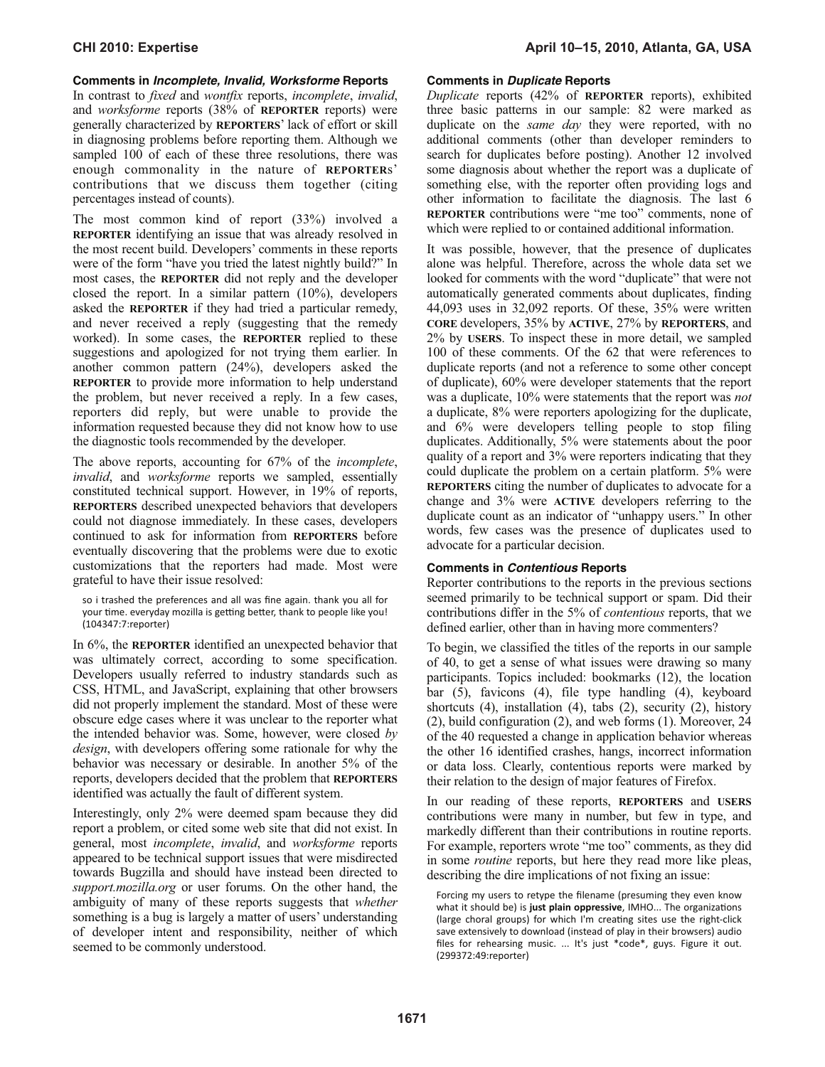### Comments in *Incomplete, Invalid, Worksforme* Reports

In contrast to *fixed* and *wontfix* reports, *incomplete*, *invalid*, and *worksforme* reports (38% of **REPORTER** reports) were generally characterized by **REPORTERS**' lack of effort or skill in diagnosing problems before reporting them. Although we sampled 100 of each of these three resolutions, there was enough commonality in the nature of **REPORTER**s' contributions that we discuss them together (citing percentages instead of counts).

The most common kind of report (33%) involved a **REPORTER** identifying an issue that was already resolved in the most recent build. Developers' comments in these reports were of the form "have you tried the latest nightly build?" In most cases, the **REPORTER** did not reply and the developer closed the report. In a similar pattern (10%), developers asked the **REPORTER** if they had tried a particular remedy, and never received a reply (suggesting that the remedy worked). In some cases, the **REPORTER** replied to these suggestions and apologized for not trying them earlier. In another common pattern (24%), developers asked the **REPORTER** to provide more information to help understand the problem, but never received a reply. In a few cases, reporters did reply, but were unable to provide the information requested because they did not know how to use the diagnostic tools recommended by the developer.

The above reports, accounting for 67% of the *incomplete*, *invalid*, and *worksforme* reports we sampled, essentially constituted technical support. However, in 19% of reports, **REPORTERS** described unexpected behaviors that developers could not diagnose immediately. In these cases, developers continued to ask for information from **REPORTERS** before eventually discovering that the problems were due to exotic customizations that the reporters had made. Most were grateful to have their issue resolved:

> so i trashed the preferences and all was fine again. thank you all for your time. everyday mozilla is getting better, thank to people like you! (104347:7:reporter)

In 6%, the **REPORTER** identified an unexpected behavior that was ultimately correct, according to some specification. Developers usually referred to industry standards such as CSS, HTML, and JavaScript, explaining that other browsers did not properly implement the standard. Most of these were obscure edge cases where it was unclear to the reporter what the intended behavior was. Some, however, were closed *by design*, with developers offering some rationale for why the behavior was necessary or desirable. In another 5% of the reports, developers decided that the problem that **REPORTERS** identified was actually the fault of different system.

Interestingly, only 2% were deemed spam because they did report a problem, or cited some web site that did not exist. In general, most *incomplete*, *invalid*, and *worksforme* reports appeared to be technical support issues that were misdirected towards Bugzilla and should have instead been directed to *support.mozilla.org* or user forums. On the other hand, the ambiguity of many of these reports suggests that *whether* something is a bug is largely a matter of users' understanding of developer intent and responsibility, neither of which seemed to be commonly understood.

### Comments in *Duplicate* Reports

*Duplicate* reports (42% of **REPORTER** reports), exhibited three basic patterns in our sample: 82 were marked as duplicate on the *same day* they were reported, with no additional comments (other than developer reminders to search for duplicates before posting). Another 12 involved some diagnosis about whether the report was a duplicate of something else, with the reporter often providing logs and other information to facilitate the diagnosis. The last 6 **REPORTER** contributions were "me too" comments, none of which were replied to or contained additional information.

It was possible, however, that the presence of duplicates alone was helpful. Therefore, across the whole data set we looked for comments with the word "duplicate" that were not automatically generated comments about duplicates, finding 44,093 uses in 32,092 reports. Of these, 35% were written **CORE** developers, 35% by **ACTIVE**, 27% by **REPORTERS**, and 2% by **USERS**. To inspect these in more detail, we sampled 100 of these comments. Of the 62 that were references to duplicate reports (and not a reference to some other concept of duplicate), 60% were developer statements that the report was a duplicate, 10% were statements that the report was *not* a duplicate, 8% were reporters apologizing for the duplicate, and 6% were developers telling people to stop filing duplicates. Additionally, 5% were statements about the poor quality of a report and 3% were reporters indicating that they could duplicate the problem on a certain platform. 5% were **REPORTERS** citing the number of duplicates to advocate for a change and 3% were **ACTIVE** developers referring to the duplicate count as an indicator of "unhappy users." In other words, few cases was the presence of duplicates used to advocate for a particular decision.

### Comments in *Contentious* Reports

Reporter contributions to the reports in the previous sections seemed primarily to be technical support or spam. Did their contributions differ in the 5% of *contentious* reports, that we defined earlier, other than in having more commenters?

To begin, we classified the titles of the reports in our sample of 40, to get a sense of what issues were drawing so many participants. Topics included: bookmarks (12), the location bar (5), favicons (4), file type handling (4), keyboard shortcuts (4), installation (4), tabs (2), security (2), history (2), build configuration (2), and web forms (1). Moreover, 24 of the 40 requested a change in application behavior whereas the other 16 identified crashes, hangs, incorrect information or data loss. Clearly, contentious reports were marked by their relation to the design of major features of Firefox.

In our reading of these reports, **REPORTERS** and **USERS** contributions were many in number, but few in type, and markedly different than their contributions in routine reports. For example, reporters wrote "me too" comments, as they did in some *routine* reports, but here they read more like pleas, describing the dire implications of not fixing an issue:

> Forcing my users to retype the filename (presuming they even know what it should be) is **just plain oppressive**, IMHO... The organizations (large choral groups) for which I'm creating sites use the right-click save extensively to download (instead of play in their browsers) audio files for rehearsing music. ... It's just *code*, guys. Figure it out. (299372:49:reporter)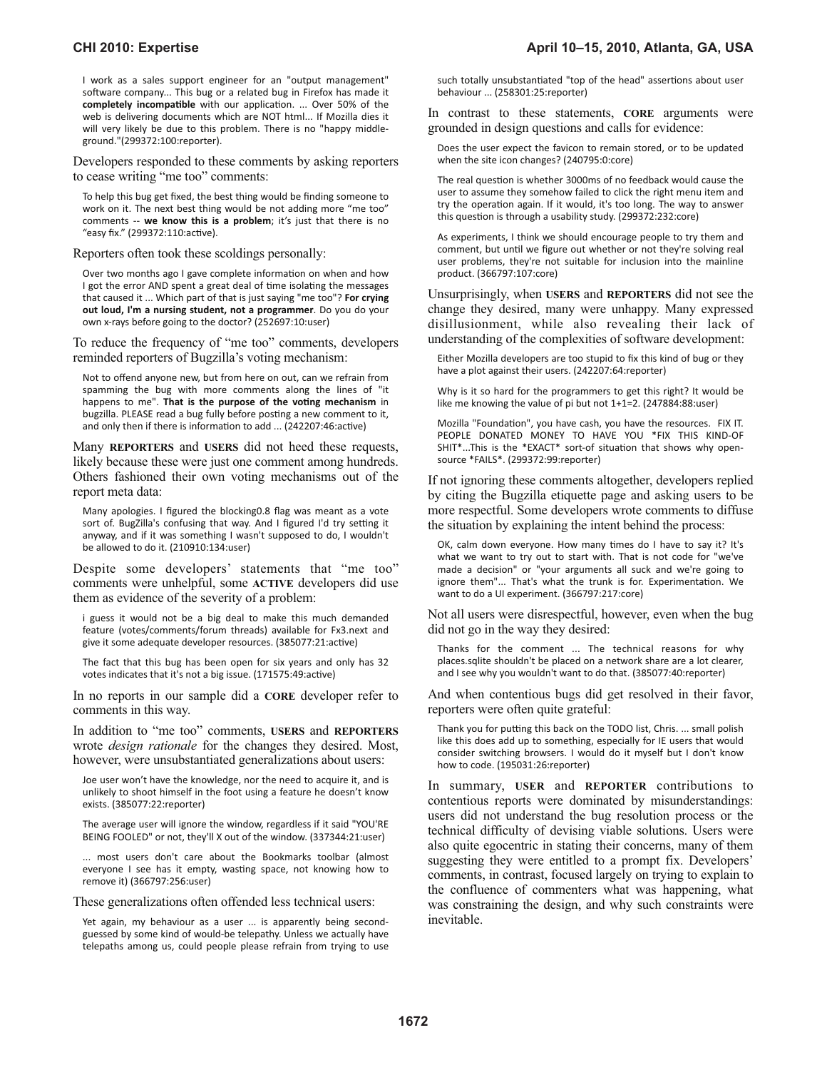> I work as a sales support engineer for an "output management" software company... This bug or a related bug in Firefox has made it **completely incompatible** with our application. ... Over 50% of the web is delivering documents which are NOT html... If Mozilla dies it will very likely be due to this problem. There is no "happy middle-ground."(299372:100:reporter).

Developers responded to these comments by asking reporters to cease writing "me too" comments:

> To help this bug get fixed, the best thing would be finding someone to work on it. The next best thing would be not adding more "me too" comments -- **we know this is a problem**; it's just that there is no "easy fix." (299372:110:active).

Reporters often took these scoldings personally:

> Over two months ago I gave complete information on when and how I got the error AND spent a great deal of time isolating the messages that caused it ... Which part of that is just saying "me too"? **For crying out loud, I'm a nursing student, not a programmer**. Do you do your own x-rays before going to the doctor? (252697:10:user)

To reduce the frequency of "me too" comments, developers reminded reporters of Bugzilla's voting mechanism:

> Not to offend anyone new, but from here on out, can we refrain from spamming the bug with more comments along the lines of "it happens to me". **That is the purpose of the voting mechanism** in bugzilla. PLEASE read a bug fully before posting a new comment to it, and only then if there is information to add ... (242207:46:active)

Many **REPORTERS** and **USERS** did not heed these requests, likely because these were just one comment among hundreds. Others fashioned their own voting mechanisms out of the report meta data:

> Many apologies. I figured the blocking0.8 flag was meant as a vote sort of. BugZilla's confusing that way. And I figured I'd try setting it anyway, and if it was something I wasn't supposed to do, I wouldn't be allowed to do it. (210910:134:user)

Despite some developers' statements that "me too" comments were unhelpful, some **ACTIVE** developers did use them as evidence of the severity of a problem:

> i guess it would not be a big deal to make this much demanded feature (votes/comments/forum threads) available for Fx3.next and give it some adequate developer resources. (385077:21:active)

> The fact that this bug has been open for six years and only has 32 votes indicates that it's not a big issue. (171575:49:active)

In no reports in our sample did a **CORE** developer refer to comments in this way.

In addition to "me too" comments, **USERS** and **REPORTERS** wrote *design rationale* for the changes they desired. Most, however, were unsubstantiated generalizations about users:

> Joe user won't have the knowledge, nor the need to acquire it, and is unlikely to shoot himself in the foot using a feature he doesn't know exists. (385077:22:reporter)

> The average user will ignore the window, regardless if it said "YOU'RE BEING FOOLED" or not, they'll X out of the window. (337344:21:user)

> ... most users don't care about the Bookmarks toolbar (almost everyone I see has it empty, wasting space, not knowing how to remove it) (366797:256:user)

These generalizations often offended less technical users:

> Yet again, my behaviour as a user ... is apparently being second-guessed by some kind of would-be telepathy. Unless we actually have telepaths among us, could people please refrain from trying to use such totally unsubstantiated "top of the head" assertions about user behaviour ... (258301:25:reporter)

In contrast to these statements, **CORE** arguments were grounded in design questions and calls for evidence:

> Does the user expect the favicon to remain stored, or to be updated when the site icon changes? (240795:0:core)

> The real question is whether 3000ms of no feedback would cause the user to assume they somehow failed to click the right menu item and try the operation again. If it would, it's too long. The way to answer this question is through a usability study. (299372:232:core)

> As experiments, I think we should encourage people to try them and comment, but until we figure out whether or not they're solving real user problems, they're not suitable for inclusion into the mainline product. (366797:107:core)

Unsurprisingly, when **USERS** and **REPORTERS** did not see the change they desired, many were unhappy. Many expressed disillusionment, while also revealing their lack of understanding of the complexities of software development:

> Either Mozilla developers are too stupid to fix this kind of bug or they have a plot against their users. (242207:64:reporter)

> Why is it so hard for the programmers to get this right? It would be like me knowing the value of pi but not 1+1=2. (247884:88:user)

> Mozilla "Foundation", you have cash, you have the resources. FIX IT. PEOPLE DONATED MONEY TO HAVE YOU *FIX THIS KIND-OF SHIT*...This is the *EXACT* sort-of situation that shows why open-source *FAILS*. (299372:99:reporter)

If not ignoring these comments altogether, developers replied by citing the Bugzilla etiquette page and asking users to be more respectful. Some developers wrote comments to diffuse the situation by explaining the intent behind the process:

> OK, calm down everyone. How many times do I have to say it? It's what we want to try out to start with. That is not code for "we've made a decision" or "your arguments all suck and we're going to ignore them"... That's what the trunk is for. Experimentation. We want to do a UI experiment. (366797:217:core)

Not all users were disrespectful, however, even when the bug did not go in the way they desired:

> Thanks for the comment ... The technical reasons for why places.sqlite shouldn't be placed on a network share are a lot clearer, and I see why you wouldn't want to do that. (385077:40:reporter)

And when contentious bugs did get resolved in their favor, reporters were often quite grateful:

> Thank you for putting this back on the TODO list, Chris. ... small polish like this does add up to something, especially for IE users that would consider switching browsers. I would do it myself but I don't know how to code. (195031:26:reporter)

In summary, **USER** and **REPORTER** contributions to contentious reports were dominated by misunderstandings: users did not understand the bug resolution process or the technical difficulty of devising viable solutions. Users were also quite egocentric in stating their concerns, many of them suggesting they were entitled to a prompt fix. Developers' comments, in contrast, focused largely on trying to explain to the confluence of commenters what was happening, what was constraining the design, and why such constraints were inevitable.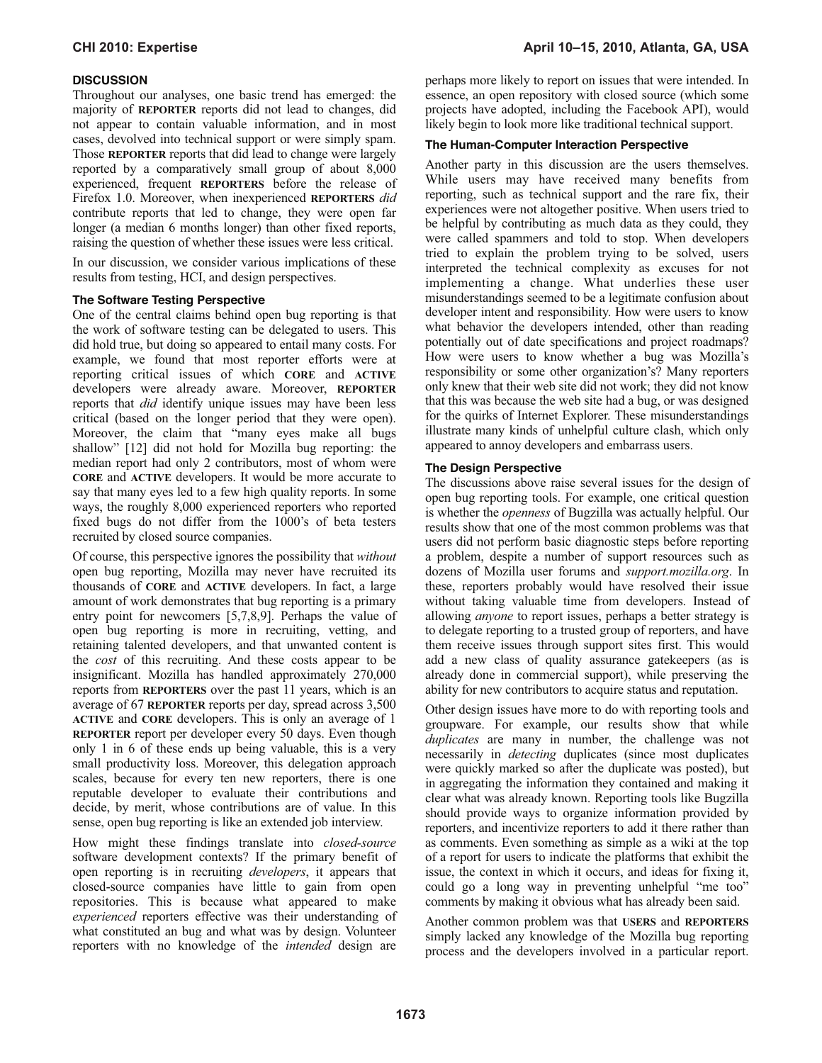## DISCUSSION

Throughout our analyses, one basic trend has emerged: the majority of **REPORTER** reports did not lead to changes, did not appear to contain valuable information, and in most cases, devolved into technical support or were simply spam. Those **REPORTER** reports that did lead to change were largely reported by a comparatively small group of about 8,000 experienced, frequent **REPORTERS** before the release of Firefox 1.0. Moreover, when inexperienced **REPORTERS** *did* contribute reports that led to change, they were open far longer (a median 6 months longer) than other fixed reports, raising the question of whether these issues were less critical.

In our discussion, we consider various implications of these results from testing, HCI, and design perspectives.

### The Software Testing Perspective

One of the central claims behind open bug reporting is that the work of software testing can be delegated to users. This did hold true, but doing so appeared to entail many costs. For example, we found that most reporter efforts were at reporting critical issues of which **CORE** and **ACTIVE** developers were already aware. Moreover, **REPORTER** reports that *did* identify unique issues may have been less critical (based on the longer period that they were open). Moreover, the claim that "many eyes make all bugs shallow" [12] did not hold for Mozilla bug reporting: the median report had only 2 contributors, most of whom were **CORE** and **ACTIVE** developers. It would be more accurate to say that many eyes led to a few high quality reports. In some ways, the roughly 8,000 experienced reporters who reported fixed bugs do not differ from the 1000's of beta testers recruited by closed source companies.

Of course, this perspective ignores the possibility that *without* open bug reporting, Mozilla may never have recruited its thousands of **CORE** and **ACTIVE** developers. In fact, a large amount of work demonstrates that bug reporting is a primary entry point for newcomers [5,7,8,9]. Perhaps the value of open bug reporting is more in recruiting, vetting, and retaining talented developers, and that unwanted content is the *cost* of this recruiting. And these costs appear to be insignificant. Mozilla has handled approximately 270,000 reports from **REPORTERS** over the past 11 years, which is an average of 67 **REPORTER** reports per day, spread across 3,500 **ACTIVE** and **CORE** developers. This is only an average of 1 **REPORTER** report per developer every 50 days. Even though only 1 in 6 of these ends up being valuable, this is a very small productivity loss. Moreover, this delegation approach scales, because for every ten new reporters, there is one reputable developer to evaluate their contributions and decide, by merit, whose contributions are of value. In this sense, open bug reporting is like an extended job interview.

How might these findings translate into *closed-source* software development contexts? If the primary benefit of open reporting is in recruiting *developers*, it appears that closed-source companies have little to gain from open repositories. This is because what appeared to make *experienced* reporters effective was their understanding of what constituted an bug and what was by design. Volunteer reporters with no knowledge of the *intended* design are perhaps more likely to report on issues that were intended. In essence, an open repository with closed source (which some projects have adopted, including the Facebook API), would likely begin to look more like traditional technical support.

### The Human-Computer Interaction Perspective

Another party in this discussion are the users themselves. While users may have received many benefits from reporting, such as technical support and the rare fix, their experiences were not altogether positive. When users tried to be helpful by contributing as much data as they could, they were called spammers and told to stop. When developers tried to explain the problem trying to be solved, users interpreted the technical complexity as excuses for not implementing a change. What underlies these user misunderstandings seemed to be a legitimate confusion about developer intent and responsibility. How were users to know what behavior the developers intended, other than reading potentially out of date specifications and project roadmaps? How were users to know whether a bug was Mozilla's responsibility or some other organization's? Many reporters only knew that their web site did not work; they did not know that this was because the web site had a bug, or was designed for the quirks of Internet Explorer. These misunderstandings illustrate many kinds of unhelpful culture clash, which only appeared to annoy developers and embarrass users.

### The Design Perspective

The discussions above raise several issues for the design of open bug reporting tools. For example, one critical question is whether the *openness* of Bugzilla was actually helpful. Our results show that one of the most common problems was that users did not perform basic diagnostic steps before reporting a problem, despite a number of support resources such as dozens of Mozilla user forums and *support.mozilla.org*. In these, reporters probably would have resolved their issue without taking valuable time from developers. Instead of allowing *anyone* to report issues, perhaps a better strategy is to delegate reporting to a trusted group of reporters, and have them receive issues through support sites first. This would add a new class of quality assurance gatekeepers (as is already done in commercial support), while preserving the ability for new contributors to acquire status and reputation.

Other design issues have more to do with reporting tools and groupware. For example, our results show that while *duplicates* are many in number, the challenge was not necessarily in *detecting* duplicates (since most duplicates were quickly marked so after the duplicate was posted), but in aggregating the information they contained and making it clear what was already known. Reporting tools like Bugzilla should provide ways to organize information provided by reporters, and incentivize reporters to add it there rather than as comments. Even something as simple as a wiki at the top of a report for users to indicate the platforms that exhibit the issue, the context in which it occurs, and ideas for fixing it, could go a long way in preventing unhelpful "me too" comments by making it obvious what has already been said.

Another common problem was that **USERS** and **REPORTERS** simply lacked any knowledge of the Mozilla bug reporting process and the developers involved in a particular report.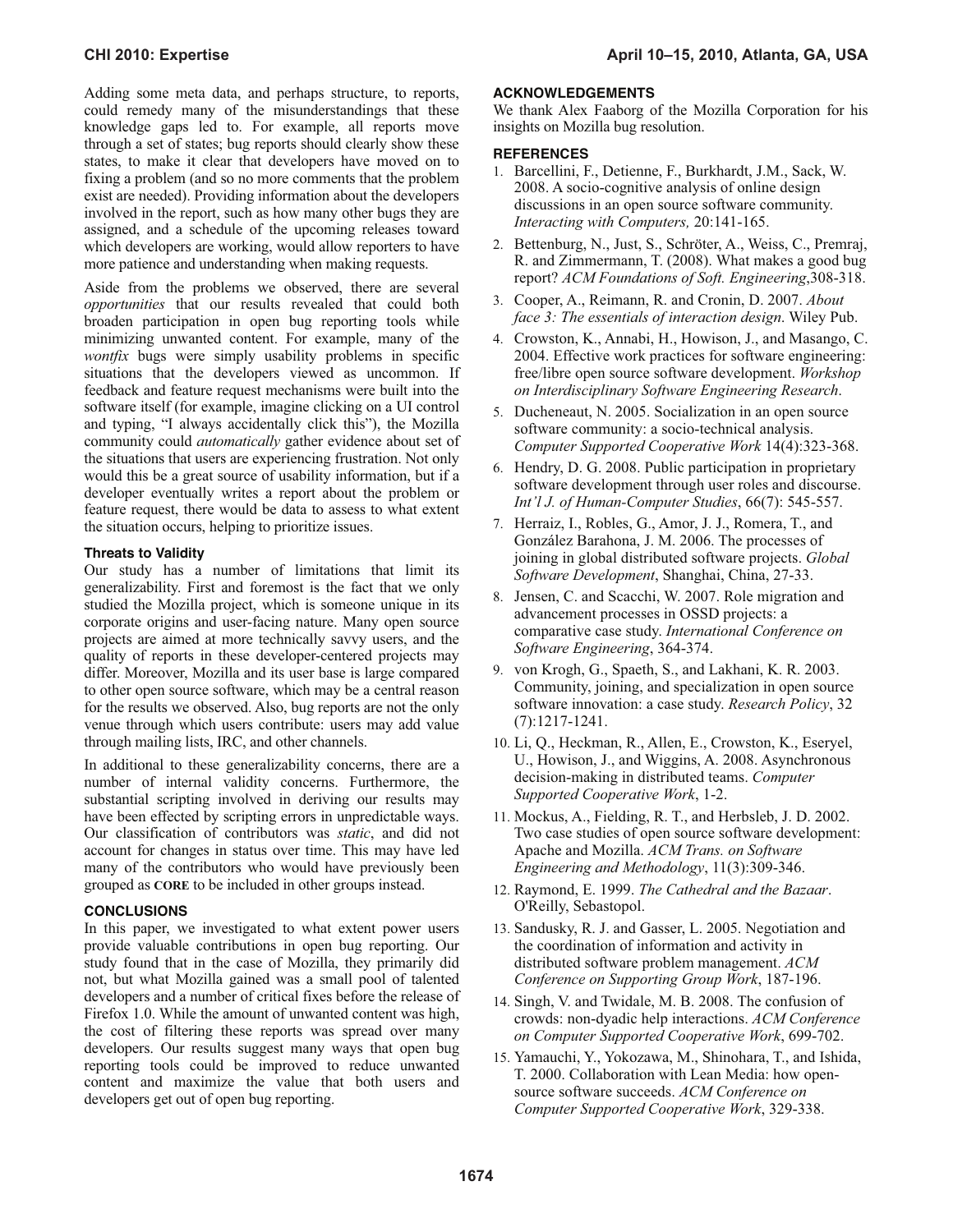Adding some meta data, and perhaps structure, to reports, could remedy many of the misunderstandings that these knowledge gaps led to. For example, all reports move through a set of states; bug reports should clearly show these states, to make it clear that developers have moved on to fixing a problem (and so no more comments that the problem exist are needed). Providing information about the developers involved in the report, such as how many other bugs they are assigned, and a schedule of the upcoming releases toward which developers are working, would allow reporters to have more patience and understanding when making requests.

Aside from the problems we observed, there are several *opportunities* that our results revealed that could both broaden participation in open bug reporting tools while minimizing unwanted content. For example, many of the *wontfix* bugs were simply usability problems in specific situations that the developers viewed as uncommon. If feedback and feature request mechanisms were built into the software itself (for example, imagine clicking on a UI control and typing, "I always accidentally click this"), the Mozilla community could *automatically* gather evidence about set of the situations that users are experiencing frustration. Not only would this be a great source of usability information, but if a developer eventually writes a report about the problem or feature request, there would be data to assess to what extent the situation occurs, helping to prioritize issues.

### Threats to Validity

Our study has a number of limitations that limit its generalizability. First and foremost is the fact that we only studied the Mozilla project, which is someone unique in its corporate origins and user-facing nature. Many open source projects are aimed at more technically savvy users, and the quality of reports in these developer-centered projects may differ. Moreover, Mozilla and its user base is large compared to other open source software, which may be a central reason for the results we observed. Also, bug reports are not the only venue through which users contribute: users may add value through mailing lists, IRC, and other channels.

In additional to these generalizability concerns, there are a number of internal validity concerns. Furthermore, the substantial scripting involved in deriving our results may have been effected by scripting errors in unpredictable ways. Our classification of contributors was *static*, and did not account for changes in status over time. This may have led many of the contributors who would have previously been grouped as **CORE** to be included in other groups instead.

## CONCLUSIONS

In this paper, we investigated to what extent power users provide valuable contributions in open bug reporting. Our study found that in the case of Mozilla, they primarily did not, but what Mozilla gained was a small pool of talented developers and a number of critical fixes before the release of Firefox 1.0. While the amount of unwanted content was high, the cost of filtering these reports was spread over many developers. Our results suggest many ways that open bug reporting tools could be improved to reduce unwanted content and maximize the value that both users and developers get out of open bug reporting.

## ACKNOWLEDGEMENTS

We thank Alex Faaborg of the Mozilla Corporation for his insights on Mozilla bug resolution.

## REFERENCES

1. Barcellini, F., Detienne, F., Burkhardt, J.M., Sack, W. 2008. A socio-cognitive analysis of online design discussions in an open source software community. *Interacting with Computers,* 20:141-165.
2. Bettenburg, N., Just, S., Schröter, A., Weiss, C., Premraj, R. and Zimmermann, T. (2008). What makes a good bug report? *ACM Foundations of Soft. Engineering*,308-318.
3. Cooper, A., Reimann, R. and Cronin, D. 2007. *About face 3: The essentials of interaction design*. Wiley Pub.
4. Crowston, K., Annabi, H., Howison, J., and Masango, C. 2004. Effective work practices for software engineering: free/libre open source software development. *Workshop on Interdisciplinary Software Engineering Research*.
5. Ducheneaut, N. 2005. Socialization in an open source software community: a socio-technical analysis. *Computer Supported Cooperative Work* 14(4):323-368.
6. Hendry, D. G. 2008. Public participation in proprietary software development through user roles and discourse. *Int'l J. of Human-Computer Studies*, 66(7): 545-557.
7. Herraiz, I., Robles, G., Amor, J. J., Romera, T., and González Barahona, J. M. 2006. The processes of joining in global distributed software projects. *Global Software Development*, Shanghai, China, 27-33.
8. Jensen, C. and Scacchi, W. 2007. Role migration and advancement processes in OSSD projects: a comparative case study. *International Conference on Software Engineering*, 364-374.
9. von Krogh, G., Spaeth, S., and Lakhani, K. R. 2003. Community, joining, and specialization in open source software innovation: a case study. *Research Policy*, 32 (7):1217-1241.
10. Li, Q., Heckman, R., Allen, E., Crowston, K., Eseryel, U., Howison, J., and Wiggins, A. 2008. Asynchronous decision-making in distributed teams. *Computer Supported Cooperative Work*, 1-2.
11. Mockus, A., Fielding, R. T., and Herbsleb, J. D. 2002. Two case studies of open source software development: Apache and Mozilla. *ACM Trans. on Software Engineering and Methodology*, 11(3):309-346.
12. Raymond, E. 1999. *The Cathedral and the Bazaar*. O'Reilly, Sebastopol.
13. Sandusky, R. J. and Gasser, L. 2005. Negotiation and the coordination of information and activity in distributed software problem management. *ACM Conference on Supporting Group Work*, 187-196.
14. Singh, V. and Twidale, M. B. 2008. The confusion of crowds: non-dyadic help interactions. *ACM Conference on Computer Supported Cooperative Work*, 699-702.
15. Yamauchi, Y., Yokozawa, M., Shinohara, T., and Ishida, T. 2000. Collaboration with Lean Media: how open-source software succeeds. *ACM Conference on Computer Supported Cooperative Work*, 329-338.